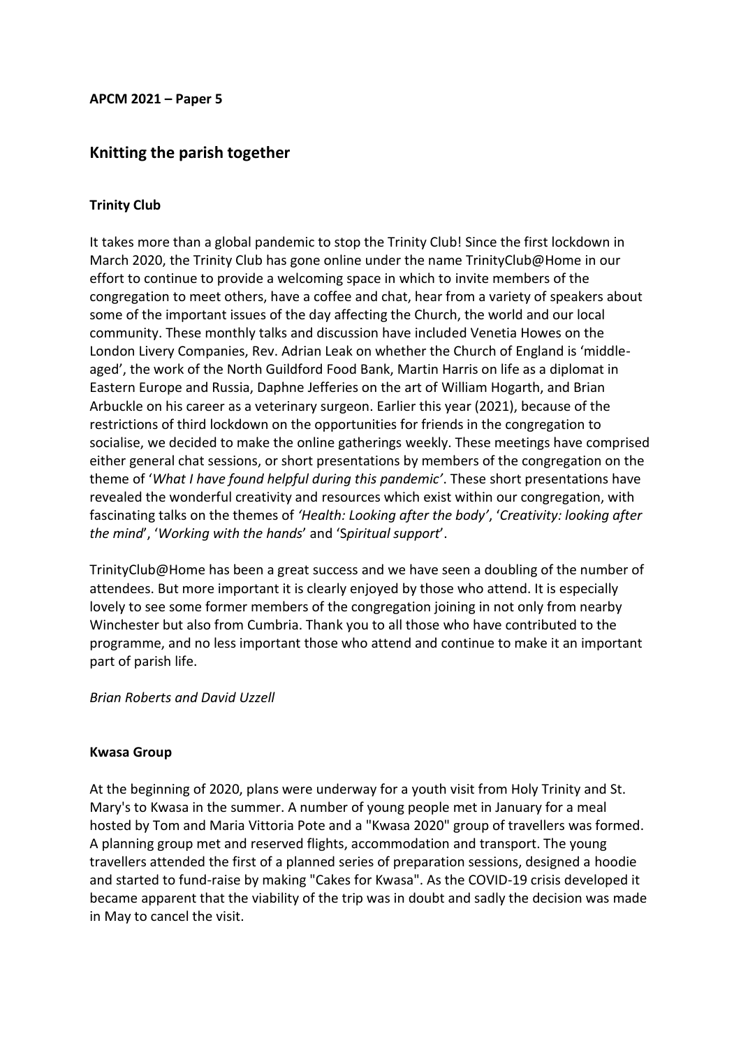**APCM 2021 – Paper 5**

## Knitting the parish together

### Trinity Club

It takes more than a global pandemic to stop the Trinity Club! Since the first lockdown in March 2020, the Trinity Club has gone online under the name TrinityClub@Home in our effort to continue to provide a welcoming space in which to invite members of the congregation to meet others, have a coffee and chat, hear from a variety of speakers about some of the important issues of the day affecting the Church, the world and our local community. These monthly talks and discussion have included Venetia Howes on the London Livery Companies, Rev. Adrian Leak on whether the Church of England is 'middle-aged', the work of the North Guildford Food Bank, Martin Harris on life as a diplomat in Eastern Europe and Russia, Daphne Jefferies on the art of William Hogarth, and Brian Arbuckle on his career as a veterinary surgeon. Earlier this year (2021), because of the restrictions of third lockdown on the opportunities for friends in the congregation to socialise, we decided to make the online gatherings weekly. These meetings have comprised either general chat sessions, or short presentations by members of the congregation on the theme of '*What I have found helpful during this pandemic'*. These short presentations have revealed the wonderful creativity and resources which exist within our congregation, with fascinating talks on the themes of *'Health: Looking after the body'*, '*Creativity: looking after the mind*', '*Working with the hands*' and 'S*piritual support*'.

TrinityClub@Home has been a great success and we have seen a doubling of the number of attendees. But more important it is clearly enjoyed by those who attend. It is especially lovely to see some former members of the congregation joining in not only from nearby Winchester but also from Cumbria. Thank you to all those who have contributed to the programme, and no less important those who attend and continue to make it an important part of parish life.

*Brian Roberts and David Uzzell*

### Kwasa Group

At the beginning of 2020, plans were underway for a youth visit from Holy Trinity and St. Mary's to Kwasa in the summer. A number of young people met in January for a meal hosted by Tom and Maria Vittoria Pote and a "Kwasa 2020" group of travellers was formed. A planning group met and reserved flights, accommodation and transport. The young travellers attended the first of a planned series of preparation sessions, designed a hoodie and started to fund-raise by making "Cakes for Kwasa". As the COVID-19 crisis developed it became apparent that the viability of the trip was in doubt and sadly the decision was made in May to cancel the visit.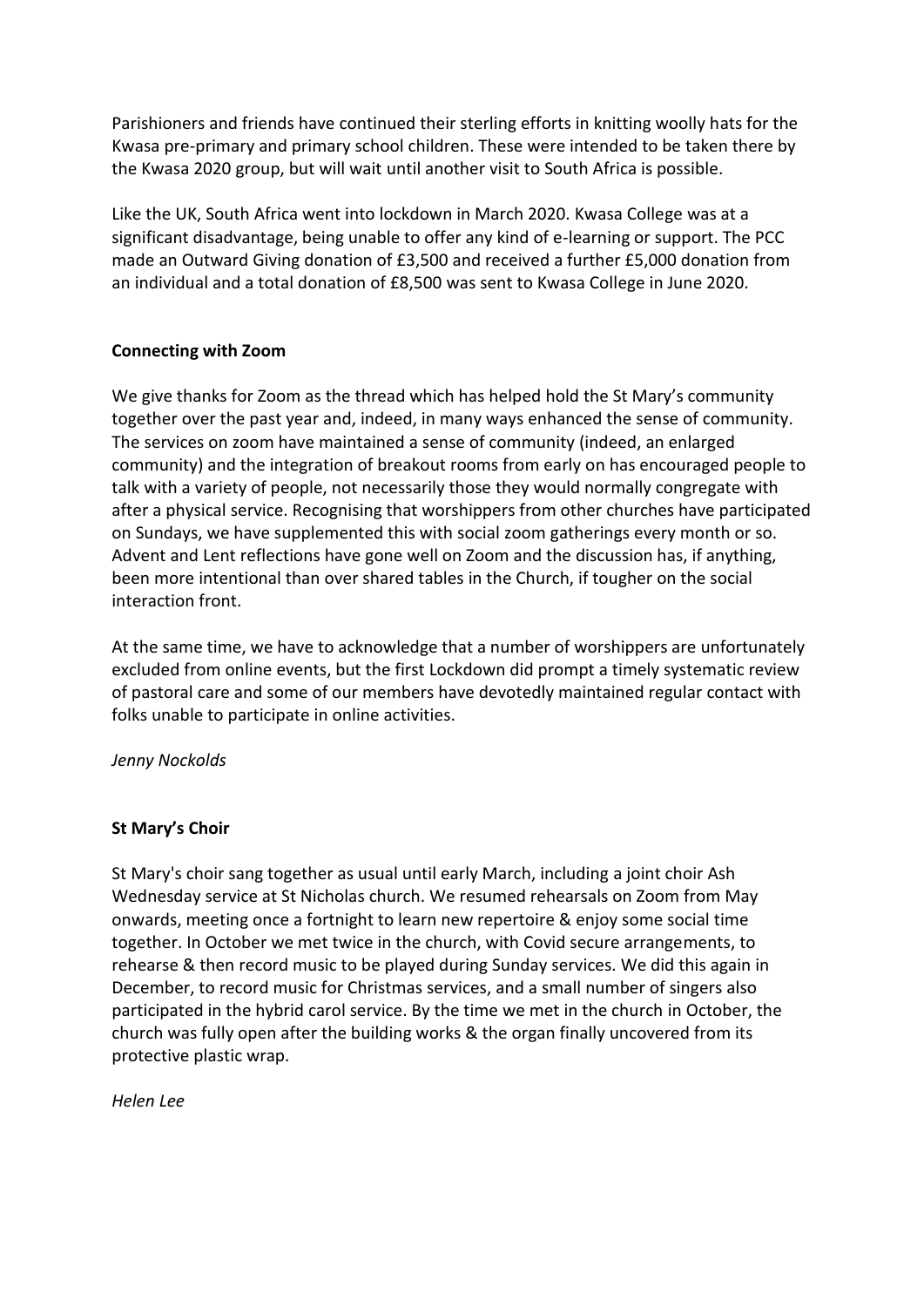Parishioners and friends have continued their sterling efforts in knitting woolly hats for the Kwasa pre-primary and primary school children. These were intended to be taken there by the Kwasa 2020 group, but will wait until another visit to South Africa is possible.

Like the UK, South Africa went into lockdown in March 2020. Kwasa College was at a significant disadvantage, being unable to offer any kind of e-learning or support. The PCC made an Outward Giving donation of £3,500 and received a further £5,000 donation from an individual and a total donation of £8,500 was sent to Kwasa College in June 2020.

**Connecting with Zoom**

We give thanks for Zoom as the thread which has helped hold the St Mary's community together over the past year and, indeed, in many ways enhanced the sense of community. The services on zoom have maintained a sense of community (indeed, an enlarged community) and the integration of breakout rooms from early on has encouraged people to talk with a variety of people, not necessarily those they would normally congregate with after a physical service. Recognising that worshippers from other churches have participated on Sundays, we have supplemented this with social zoom gatherings every month or so. Advent and Lent reflections have gone well on Zoom and the discussion has, if anything, been more intentional than over shared tables in the Church, if tougher on the social interaction front.

At the same time, we have to acknowledge that a number of worshippers are unfortunately excluded from online events, but the first Lockdown did prompt a timely systematic review of pastoral care and some of our members have devotedly maintained regular contact with folks unable to participate in online activities.

*Jenny Nockolds*

**St Mary's Choir**

St Mary's choir sang together as usual until early March, including a joint choir Ash Wednesday service at St Nicholas church. We resumed rehearsals on Zoom from May onwards, meeting once a fortnight to learn new repertoire & enjoy some social time together. In October we met twice in the church, with Covid secure arrangements, to rehearse & then record music to be played during Sunday services. We did this again in December, to record music for Christmas services, and a small number of singers also participated in the hybrid carol service. By the time we met in the church in October, the church was fully open after the building works & the organ finally uncovered from its protective plastic wrap.

*Helen Lee*